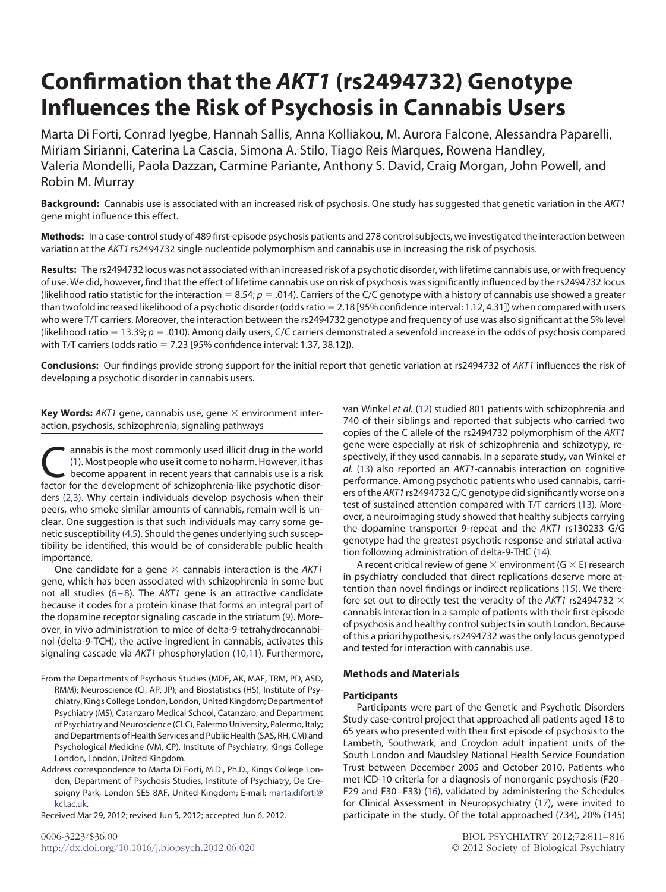# Confirmation that the *AKT1* (rs2494732) Genotype Influences the Risk of Psychosis in Cannabis Users

Marta Di Forti, Conrad Iyegbe, Hannah Sallis, Anna Kolliakou, M. Aurora Falcone, Alessandra Paparelli, Miriam Sirianni, Caterina La Cascia, Simona A. Stilo, Tiago Reis Marques, Rowena Handley, Valeria Mondelli, Paola Dazzan, Carmine Pariante, Anthony S. David, Craig Morgan, John Powell, and Robin M. Murray

**Background:** Cannabis use is associated with an increased risk of psychosis. One study has suggested that genetic variation in the *AKT1* gene might influence this effect.

**Methods:** In a case-control study of 489 first-episode psychosis patients and 278 control subjects, we investigated the interaction between variation at the *AKT1* rs2494732 single nucleotide polymorphism and cannabis use in increasing the risk of psychosis.

**Results:** The rs2494732 locus was not associated with an increased risk of a psychotic disorder, with lifetime cannabis use, or with frequency of use. We did, however, find that the effect of lifetime cannabis use on risk of psychosis was significantly influenced by the rs2494732 locus (likelihood ratio statistic for the interaction = 8.54; $p = .014$). Carriers of the C/C genotype with a history of cannabis use showed a greater than twofold increased likelihood of a psychotic disorder (odds ratio = 2.18 [95% confidence interval: 1.12, 4.31]) when compared with users who were T/T carriers. Moreover, the interaction between the rs2494732 genotype and frequency of use was also significant at the 5% level (likelihood ratio = 13.39; $p = .010$). Among daily users, C/C carriers demonstrated a sevenfold increase in the odds of psychosis compared with T/T carriers (odds ratio = 7.23 [95% confidence interval: 1.37, 38.12]).

**Conclusions:** Our findings provide strong support for the initial report that genetic variation at rs2494732 of *AKT1* influences the risk of developing a psychotic disorder in cannabis users.

**Key Words:** *AKT1* gene, cannabis use, gene × environment interaction, psychosis, schizophrenia, signaling pathways

Cannabis is the most commonly used illicit drug in the world (1). Most people who use it come to no harm. However, it has become apparent in recent years that cannabis use is a risk factor for the development of schizophrenia-like psychotic disorders (2,3). Why certain individuals develop psychosis when their peers, who smoke similar amounts of cannabis, remain well is unclear. One suggestion is that such individuals may carry some genetic susceptibility (4,5). Should the genes underlying such susceptibility be identified, this would be of considerable public health importance.

One candidate for a gene × cannabis interaction is the *AKT1* gene, which has been associated with schizophrenia in some but not all studies (6–8). The *AKT1* gene is an attractive candidate because it codes for a protein kinase that forms an integral part of the dopamine receptor signaling cascade in the striatum (9). Moreover, in vivo administration to mice of delta-9-tetrahydrocannabinol (delta-9-TCH), the active ingredient in cannabis, activates this signaling cascade via *AKT1* phosphorylation (10,11). Furthermore, van Winkel *et al.* (12) studied 801 patients with schizophrenia and 740 of their siblings and reported that subjects who carried two copies of the C allele of the rs2494732 polymorphism of the *AKT1* gene were especially at risk of schizophrenia and schizotypy, respectively, if they used cannabis. In a separate study, van Winkel *et al.* (13) also reported an *AKT1*-cannabis interaction on cognitive performance. Among psychotic patients who used cannabis, carriers of the *AKT1* rs2494732 C/C genotype did significantly worse on a test of sustained attention compared with T/T carriers (13). Moreover, a neuroimaging study showed that healthy subjects carrying the dopamine transporter 9-repeat and the *AKT1* rs130233 G/G genotype had the greatest psychotic response and striatal activation following administration of delta-9-THC (14).

A recent critical review of gene × environment (G × E) research in psychiatry concluded that direct replications deserve more attention than novel findings or indirect replications (15). We therefore set out to directly test the veracity of the *AKT1* rs2494732 × cannabis interaction in a sample of patients with their first episode of psychosis and healthy control subjects in south London. Because of this a priori hypothesis, rs2494732 was the only locus genotyped and tested for interaction with cannabis use.

## Methods and Materials

### Participants

Participants were part of the Genetic and Psychotic Disorders Study case-control project that approached all patients aged 18 to 65 years who presented with their first episode of psychosis to the Lambeth, Southwark, and Croydon adult inpatient units of the South London and Maudsley National Health Service Foundation Trust between December 2005 and October 2010. Patients who met ICD-10 criteria for a diagnosis of nonorganic psychosis (F20–F29 and F30–F33) (16), validated by administering the Schedules for Clinical Assessment in Neuropsychiatry (17), were invited to participate in the study. Of the total approached (734), 20% (145)

From the Departments of Psychosis Studies (MDF, AK, MAF, TRM, PD, ASD, RMM); Neuroscience (CI, AP, JP); and Biostatistics (HS), Institute of Psychiatry, Kings College London, London, United Kingdom; Department of Psychiatry (MS), Catanzaro Medical School, Catanzaro; and Department of Psychiatry and Neuroscience (CLC), Palermo University, Palermo, Italy; and Departments of Health Services and Public Health (SAS, RH, CM) and Psychological Medicine (VM, CP), Institute of Psychiatry, Kings College London, London, United Kingdom.

Address correspondence to Marta Di Forti, M.D., Ph.D., Kings College London, Department of Psychosis Studies, Institute of Psychiatry, De Crespigny Park, London SE5 8AF, United Kingdom; E-mail: marta.diforti@kcl.ac.uk.

Received Mar 29, 2012; revised Jun 5, 2012; accepted Jun 6, 2012.

0006-3223/$36.00
http://dx.doi.org/10.1016/j.biopsych.2012.06.020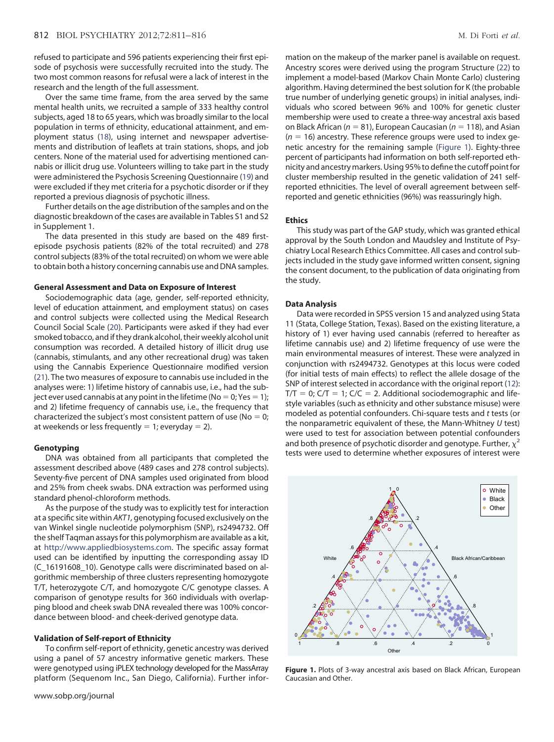refused to participate and 596 patients experiencing their first episode of psychosis were successfully recruited into the study. The two most common reasons for refusal were a lack of interest in the research and the length of the full assessment.

Over the same time frame, from the area served by the same mental health units, we recruited a sample of 333 healthy control subjects, aged 18 to 65 years, which was broadly similar to the local population in terms of ethnicity, educational attainment, and employment status (18), using internet and newspaper advertisements and distribution of leaflets at train stations, shops, and job centers. None of the material used for advertising mentioned cannabis or illicit drug use. Volunteers willing to take part in the study were administered the Psychosis Screening Questionnaire (19) and were excluded if they met criteria for a psychotic disorder or if they reported a previous diagnosis of psychotic illness.

Further details on the age distribution of the samples and on the diagnostic breakdown of the cases are available in Tables S1 and S2 in Supplement 1.

The data presented in this study are based on the 489 first-episode psychosis patients (82% of the total recruited) and 278 control subjects (83% of the total recruited) on whom we were able to obtain both a history concerning cannabis use and DNA samples.

#### General Assessment and Data on Exposure of Interest

Sociodemographic data (age, gender, self-reported ethnicity, level of education attainment, and employment status) on cases and control subjects were collected using the Medical Research Council Social Scale (20). Participants were asked if they had ever smoked tobacco, and if they drank alcohol, their weekly alcohol unit consumption was recorded. A detailed history of illicit drug use (cannabis, stimulants, and any other recreational drug) was taken using the Cannabis Experience Questionnaire modified version (21). The two measures of exposure to cannabis use included in the analyses were: 1) lifetime history of cannabis use, i.e., had the subject ever used cannabis at any point in the lifetime (No = 0; Yes = 1); and 2) lifetime frequency of cannabis use, i.e., the frequency that characterized the subject's most consistent pattern of use (No = 0; at weekends or less frequently = 1; everyday = 2).

#### Genotyping

DNA was obtained from all participants that completed the assessment described above (489 cases and 278 control subjects). Seventy-five percent of DNA samples used originated from blood and 25% from cheek swabs. DNA extraction was performed using standard phenol-chloroform methods.

As the purpose of the study was to explicitly test for interaction at a specific site within *AKT1*, genotyping focused exclusively on the van Winkel single nucleotide polymorphism (SNP), rs2494732. Off the shelf Taqman assays for this polymorphism are available as a kit, at http://www.appliedbiosystems.com. The specific assay format used can be identified by inputting the corresponding assay ID (C_16191608_10). Genotype calls were discriminated based on algorithmic membership of three clusters representing homozygote T/T, heterozygote C/T, and homozygote C/C genotype classes. A comparison of genotype results for 360 individuals with overlapping blood and cheek swab DNA revealed there was 100% concordance between blood- and cheek-derived genotype data.

#### Validation of Self-report of Ethnicity

To confirm self-report of ethnicity, genetic ancestry was derived using a panel of 57 ancestry informative genetic markers. These were genotyped using iPLEX technology developed for the MassArray platform (Sequenom Inc., San Diego, California). Further information on the makeup of the marker panel is available on request. Ancestry scores were derived using the program Structure (22) to implement a model-based (Markov Chain Monte Carlo) clustering algorithm. Having determined the best solution for K (the probable true number of underlying genetic groups) in initial analyses, individuals who scored between 96% and 100% for genetic cluster membership were used to create a three-way ancestral axis based on Black African ($n = 81$), European Caucasian ($n = 118$), and Asian ($n = 16$) ancestry. These reference groups were used to index genetic ancestry for the remaining sample (Figure 1). Eighty-three percent of participants had information on both self-reported ethnicity and ancestry markers. Using 95% to define the cutoff point for cluster membership resulted in the genetic validation of 241 self-reported ethnicities. The level of overall agreement between self-reported and genetic ethnicities (96%) was reassuringly high.

#### Ethics

This study was part of the GAP study, which was granted ethical approval by the South London and Maudsley and Institute of Psychiatry Local Research Ethics Committee. All cases and control subjects included in the study gave informed written consent, signing the consent document, to the publication of data originating from the study.

#### Data Analysis

Data were recorded in SPSS version 15 and analyzed using Stata 11 (Stata, College Station, Texas). Based on the existing literature, a history of 1) ever having used cannabis (referred to hereafter as lifetime cannabis use) and 2) lifetime frequency of use were the main environmental measures of interest. These were analyzed in conjunction with rs2494732. Genotypes at this locus were coded (for initial tests of main effects) to reflect the allele dosage of the SNP of interest selected in accordance with the original report (12): T/T = 0; C/T = 1; C/C = 2. Additional sociodemographic and lifestyle variables (such as ethnicity and other substance misuse) were modeled as potential confounders. Chi-square tests and *t* tests (or the nonparametric equivalent of these, the Mann-Whitney *U* test) were used to test for association between potential confounders and both presence of psychotic disorder and genotype. Further, $\chi^2$ tests were used to determine whether exposures of interest were

**Figure 1.** Plots of 3-way ancestral axis based on Black African, European Caucasian and Other.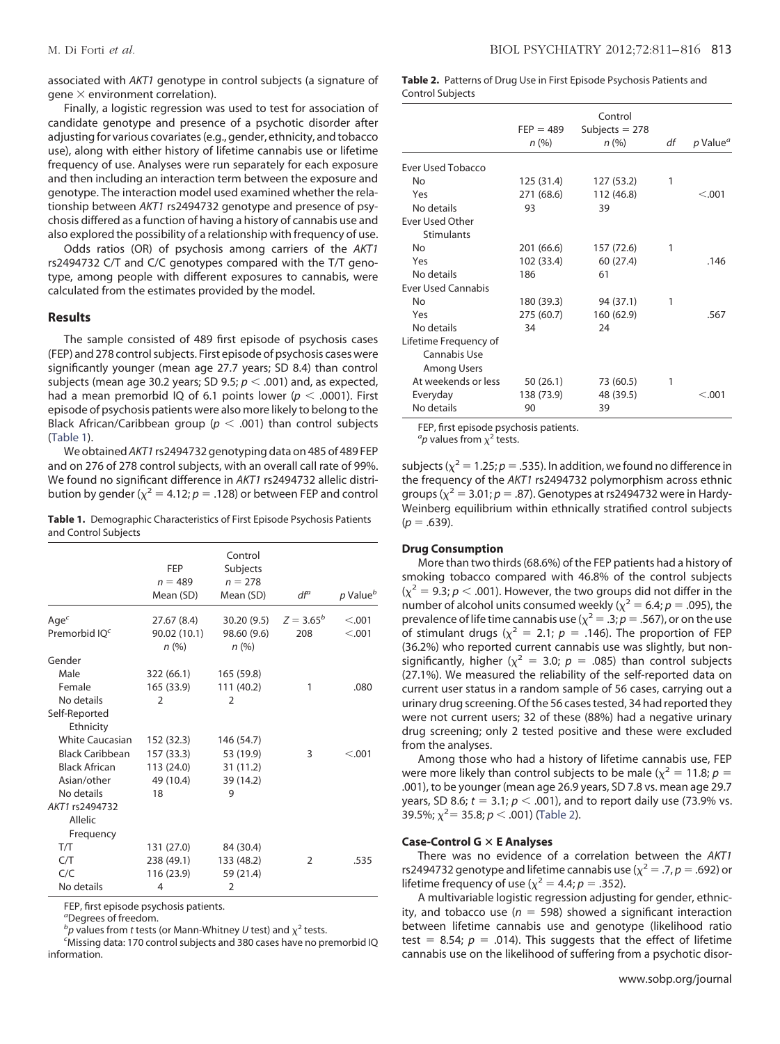associated with *AKT1* genotype in control subjects (a signature of gene × environment correlation).

Finally, a logistic regression was used to test for association of candidate genotype and presence of a psychotic disorder after adjusting for various covariates (e.g., gender, ethnicity, and tobacco use), along with either history of lifetime cannabis use or lifetime frequency of use. Analyses were run separately for each exposure and then including an interaction term between the exposure and genotype. The interaction model used examined whether the relationship between *AKT1* rs2494732 genotype and presence of psychosis differed as a function of having a history of cannabis use and also explored the possibility of a relationship with frequency of use.

Odds ratios (OR) of psychosis among carriers of the *AKT1* rs2494732 C/T and C/C genotypes compared with the T/T genotype, among people with different exposures to cannabis, were calculated from the estimates provided by the model.

## Results

The sample consisted of 489 first episode of psychosis cases (FEP) and 278 control subjects. First episode of psychosis cases were significantly younger (mean age 27.7 years; SD 8.4) than control subjects (mean age 30.2 years; SD 9.5; $p < .001$) and, as expected, had a mean premorbid IQ of 6.1 points lower ($p < .0001$). First episode of psychosis patients were also more likely to belong to the Black African/Caribbean group ($p < .001$) than control subjects (Table 1).

We obtained *AKT1* rs2494732 genotyping data on 485 of 489 FEP and on 276 of 278 control subjects, with an overall call rate of 99%. We found no significant difference in *AKT1* rs2494732 allelic distribution by gender ($\chi^2 = 4.12$; $p = .128$) or between FEP and control subjects ($\chi^2 = 1.25$; $p = .535$). In addition, we found no difference in the frequency of the *AKT1* rs2494732 polymorphism across ethnic groups ($\chi^2 = 3.01$; $p = .87$). Genotypes at rs2494732 were in Hardy-Weinberg equilibrium within ethnically stratified control subjects ($p = .639$).

**Table 1.** Demographic Characteristics of First Episode Psychosis Patients and Control Subjects

| | FEP $n = 489$ Mean (SD) | Control Subjects $n = 278$ Mean (SD) | df[a] | p Value[b] |
|---|---|---|---|---|
| Age[c] | 27.67 (8.4) | 30.20 (9.5) | $Z = 3.65^b$ | <.001 |
| Premorbid IQ[c] | 90.02 (10.1) | 98.60 (9.6) | 208 | <.001 |
| | n (%) | n (%) | | |
| Gender | | | | |
| Male | 322 (66.1) | 165 (59.8) | | |
| Female | 165 (33.9) | 111 (40.2) | 1 | .080 |
| No details | 2 | 2 | | |
| Self-Reported Ethnicity | | | | |
| White Caucasian | 152 (32.3) | 146 (54.7) | | |
| Black Caribbean | 157 (33.3) | 53 (19.9) | 3 | <.001 |
| Black African | 113 (24.0) | 31 (11.2) | | |
| Asian/other | 49 (10.4) | 39 (14.2) | | |
| No details | 18 | 9 | | |
| AKT1 rs2494732 Allelic Frequency | | | | |
| T/T | 131 (27.0) | 84 (30.4) | | |
| C/T | 238 (49.1) | 133 (48.2) | 2 | .535 |
| C/C | 116 (23.9) | 59 (21.4) | | |
| No details | 4 | 2 | | |

FEP, first episode psychosis patients.
[a]Degrees of freedom.
[b]p values from t tests (or Mann-Whitney U test) and $\chi^2$ tests.
[c]Missing data: 170 control subjects and 380 cases have no premorbid IQ information.

**Table 2.** Patterns of Drug Use in First Episode Psychosis Patients and Control Subjects

| | FEP = 489 n (%) | Control Subjects = 278 n (%) | df | p Value[a] |
|---|---|---|---|---|
| Ever Used Tobacco | | | | |
| No | 125 (31.4) | 127 (53.2) | 1 | |
| Yes | 271 (68.6) | 112 (46.8) | | <.001 |
| No details | 93 | 39 | | |
| Ever Used Other Stimulants | | | | |
| No | 201 (66.6) | 157 (72.6) | 1 | |
| Yes | 102 (33.4) | 60 (27.4) | | .146 |
| No details | 186 | 61 | | |
| Ever Used Cannabis | | | | |
| No | 180 (39.3) | 94 (37.1) | 1 | |
| Yes | 275 (60.7) | 160 (62.9) | | .567 |
| No details | 34 | 24 | | |
| Lifetime Frequency of Cannabis Use Among Users | | | | |
| At weekends or less | 50 (26.1) | 73 (60.5) | 1 | |
| Everyday | 138 (73.9) | 48 (39.5) | | <.001 |
| No details | 90 | 39 | | |

FEP, first episode psychosis patients.
[a]p values from $\chi^2$ tests.

### Drug Consumption

More than two thirds (68.6%) of the FEP patients had a history of smoking tobacco compared with 46.8% of the control subjects ($\chi^2 = 9.3$; $p < .001$). However, the two groups did not differ in the number of alcohol units consumed weekly ($\chi^2 = 6.4$; $p = .095$), the prevalence of life time cannabis use ($\chi^2 = .3$; $p = .567$), or on the use of stimulant drugs ($\chi^2 = 2.1$; $p = .146$). The proportion of FEP (36.2%) who reported current cannabis use was slightly, but non-significantly, higher ($\chi^2 = 3.0$; $p = .085$) than control subjects (27.1%). We measured the reliability of the self-reported data on current user status in a random sample of 56 cases, carrying out a urinary drug screening. Of the 56 cases tested, 34 had reported they were not current users; 32 of these (88%) had a negative urinary drug screening; only 2 tested positive and these were excluded from the analyses.

Among those who had a history of lifetime cannabis use, FEP were more likely than control subjects to be male ($\chi^2 = 11.8$; $p = .001$), to be younger (mean age 26.9 years, SD 7.8 vs. mean age 29.7 years, SD 8.6; $t = 3.1$; $p < .001$), and to report daily use (73.9% vs. 39.5%; $\chi^2 = 35.8$; $p < .001$) (Table 2).

### Case-Control G × E Analyses

There was no evidence of a correlation between the *AKT1* rs2494732 genotype and lifetime cannabis use ($\chi^2 = .7$, $p = .692$) or lifetime frequency of use ($\chi^2 = 4.4$; $p = .352$).

A multivariable logistic regression adjusting for gender, ethnicity, and tobacco use ($n = 598$) showed a significant interaction between lifetime cannabis use and genotype (likelihood ratio test = 8.54; $p = .014$). This suggests that the effect of lifetime cannabis use on the likelihood of suffering from a psychotic disor-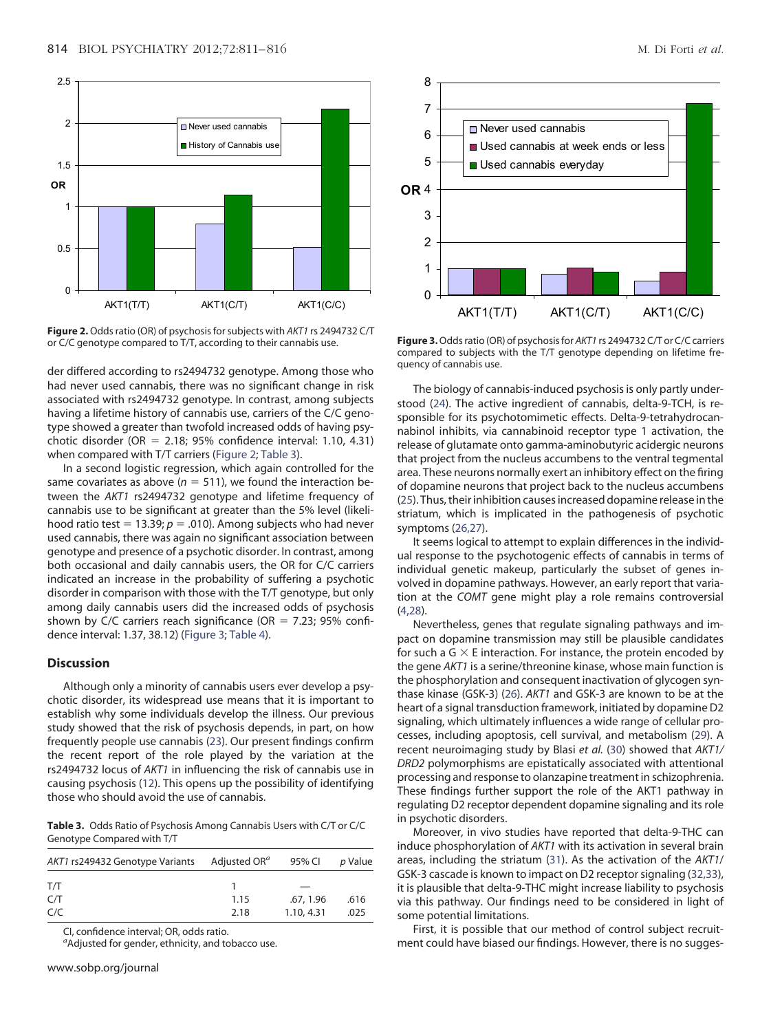Figure 2. Odds ratio (OR) of psychosis for subjects with *AKT1* rs 2494732 C/T or C/C genotype compared to T/T, according to their cannabis use.

Figure 3. Odds ratio (OR) of psychosis for *AKT1* rs 2494732 C/T or C/C carriers compared to subjects with the T/T genotype depending on lifetime frequency of cannabis use.

der differed according to rs2494732 genotype. Among those who had never used cannabis, there was no significant change in risk associated with rs2494732 genotype. In contrast, among subjects having a lifetime history of cannabis use, carriers of the C/C genotype showed a greater than twofold increased odds of having psychotic disorder (OR = 2.18; 95% confidence interval: 1.10, 4.31) when compared with T/T carriers (Figure 2; Table 3).

In a second logistic regression, which again controlled for the same covariates as above ($n = 511$), we found the interaction between the *AKT1* rs2494732 genotype and lifetime frequency of cannabis use to be significant at greater than the 5% level (likelihood ratio test = 13.39; $p = .010$). Among subjects who had never used cannabis, there was again no significant association between genotype and presence of a psychotic disorder. In contrast, among both occasional and daily cannabis users, the OR for C/C carriers indicated an increase in the probability of suffering a psychotic disorder in comparison with those with the T/T genotype, but only among daily cannabis users did the increased odds of psychosis shown by C/C carriers reach significance (OR = 7.23; 95% confidence interval: 1.37, 38.12) (Figure 3; Table 4).

## Discussion

Although only a minority of cannabis users ever develop a psychotic disorder, its widespread use means that it is important to establish why some individuals develop the illness. Our previous study showed that the risk of psychosis depends, in part, on how frequently people use cannabis (23). Our present findings confirm the recent report of the role played by the variation at the rs2494732 locus of *AKT1* in influencing the risk of cannabis use in causing psychosis (12). This opens up the possibility of identifying those who should avoid the use of cannabis.

**Table 3.** Odds Ratio of Psychosis Among Cannabis Users with C/T or C/C Genotype Compared with T/T

| *AKT1* rs249432 Genotype Variants | Adjusted OR[a] | 95% CI | *p* Value |
|---|---|---|---|
| T/T | 1 | — | |
| C/T | 1.15 | .67, 1.96 | .616 |
| C/C | 2.18 | 1.10, 4.31 | .025 |

CI, confidence interval; OR, odds ratio.
[a]Adjusted for gender, ethnicity, and tobacco use.

The biology of cannabis-induced psychosis is only partly understood (24). The active ingredient of cannabis, delta-9-TCH, is responsible for its psychotomimetic effects. Delta-9-tetrahydrocannabinol inhibits, via cannabinoid receptor type 1 activation, the release of glutamate onto gamma-aminobutyric acidergic neurons that project from the nucleus accumbens to the ventral tegmental area. These neurons normally exert an inhibitory effect on the firing of dopamine neurons that project back to the nucleus accumbens (25). Thus, their inhibition causes increased dopamine release in the striatum, which is implicated in the pathogenesis of psychotic symptoms (26,27).

It seems logical to attempt to explain differences in the individual response to the psychotogenic effects of cannabis in terms of individual genetic makeup, particularly the subset of genes involved in dopamine pathways. However, an early report that variation at the *COMT* gene might play a role remains controversial (4,28).

Nevertheless, genes that regulate signaling pathways and impact on dopamine transmission may still be plausible candidates for such a G × E interaction. For instance, the protein encoded by the gene *AKT1* is a serine/threonine kinase, whose main function is the phosphorylation and consequent inactivation of glycogen synthase kinase (GSK-3) (26). *AKT1* and GSK-3 are known to be at the heart of a signal transduction framework, initiated by dopamine D2 signaling, which ultimately influences a wide range of cellular processes, including apoptosis, cell survival, and metabolism (29). A recent neuroimaging study by Blasi *et al.* (30) showed that *AKT1/DRD2* polymorphisms are epistatically associated with attentional processing and response to olanzapine treatment in schizophrenia. These findings further support the role of the AKT1 pathway in regulating D2 receptor dependent dopamine signaling and its role in psychotic disorders.

Moreover, in vivo studies have reported that delta-9-THC can induce phosphorylation of *AKT1* with its activation in several brain areas, including the striatum (31). As the activation of the *AKT1*/GSK-3 cascade is known to impact on D2 receptor signaling (32,33), it is plausible that delta-9-THC might increase liability to psychosis via this pathway. Our findings need to be considered in light of some potential limitations.

First, it is possible that our method of control subject recruitment could have biased our findings. However, there is no sugges-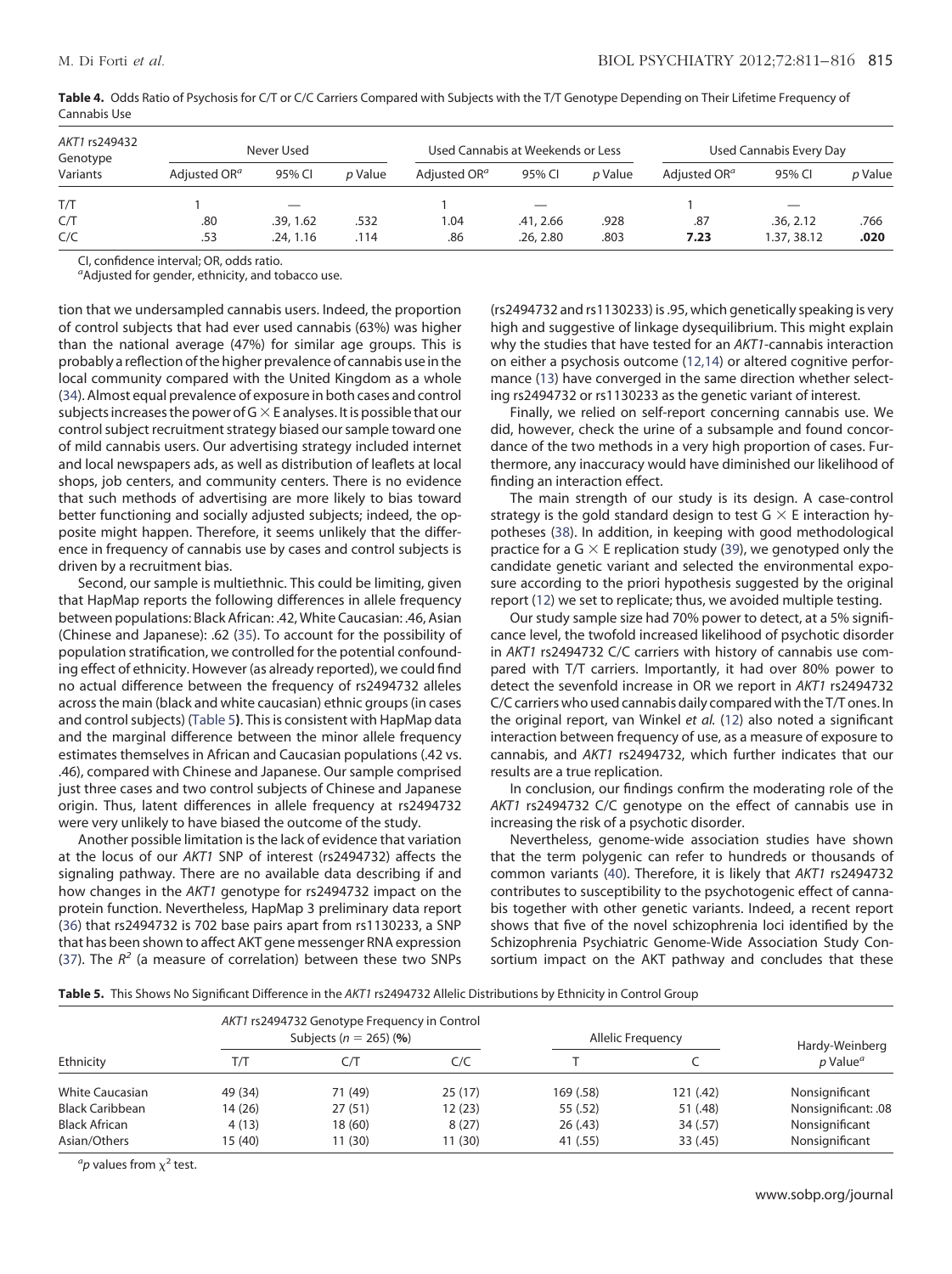**Table 4.** Odds Ratio of Psychosis for C/T or C/C Carriers Compared with Subjects with the T/T Genotype Depending on Their Lifetime Frequency of Cannabis Use

| AKT1 rs249432 Genotype Variants | Never Used | | | Used Cannabis at Weekends or Less | | | Used Cannabis Every Day | | |
|---|---|---|---|---|---|---|---|---|---|
| | Adjusted OR[a] | 95% CI | p Value | Adjusted OR[a] | 95% CI | p Value | Adjusted OR[a] | 95% CI | p Value |
| T/T | 1 | — | | 1 | — | | 1 | — | |
| C/T | .80 | .39, 1.62 | .532 | 1.04 | .41, 2.66 | .928 | .87 | .36, 2.12 | .766 |
| C/C | .53 | .24, 1.16 | .114 | .86 | .26, 2.80 | .803 | **7.23** | 1.37, 38.12 | **.020** |

CI, confidence interval; OR, odds ratio.
[a]Adjusted for gender, ethnicity, and tobacco use.

tion that we undersampled cannabis users. Indeed, the proportion of control subjects that had ever used cannabis (63%) was higher than the national average (47%) for similar age groups. This is probably a reflection of the higher prevalence of cannabis use in the local community compared with the United Kingdom as a whole (34). Almost equal prevalence of exposure in both cases and control subjects increases the power of G × E analyses. It is possible that our control subject recruitment strategy biased our sample toward one of mild cannabis users. Our advertising strategy included internet and local newspapers ads, as well as distribution of leaflets at local shops, job centers, and community centers. There is no evidence that such methods of advertising are more likely to bias toward better functioning and socially adjusted subjects; indeed, the opposite might happen. Therefore, it seems unlikely that the difference in frequency of cannabis use by cases and control subjects is driven by a recruitment bias.

Second, our sample is multiethnic. This could be limiting, given that HapMap reports the following differences in allele frequency between populations: Black African: .42, White Caucasian: .46, Asian (Chinese and Japanese): .62 (35). To account for the possibility of population stratification, we controlled for the potential confounding effect of ethnicity. However (as already reported), we could find no actual difference between the frequency of rs2494732 alleles across the main (black and white caucasian) ethnic groups (in cases and control subjects) (Table 5). This is consistent with HapMap data and the marginal difference between the minor allele frequency estimates themselves in African and Caucasian populations (.42 vs. .46), compared with Chinese and Japanese. Our sample comprised just three cases and two control subjects of Chinese and Japanese origin. Thus, latent differences in allele frequency at rs2494732 were very unlikely to have biased the outcome of the study.

Another possible limitation is the lack of evidence that variation at the locus of our *AKT1* SNP of interest (rs2494732) affects the signaling pathway. There are no available data describing if and how changes in the *AKT1* genotype for rs2494732 impact on the protein function. Nevertheless, HapMap 3 preliminary data report (36) that rs2494732 is 702 base pairs apart from rs1130233, a SNP that has been shown to affect AKT gene messenger RNA expression (37). The $R^2$ (a measure of correlation) between these two SNPs (rs2494732 and rs1130233) is .95, which genetically speaking is very high and suggestive of linkage disequilibrium. This might explain why the studies that have tested for an *AKT1*-cannabis interaction on either a psychosis outcome (12,14) or altered cognitive performance (13) have converged in the same direction whether selecting rs2494732 or rs1130233 as the genetic variant of interest.

Finally, we relied on self-report concerning cannabis use. We did, however, check the urine of a subsample and found concordance of the two methods in a very high proportion of cases. Furthermore, any inaccuracy would have diminished our likelihood of finding an interaction effect.

The main strength of our study is its design. A case-control strategy is the gold standard design to test G × E interaction hypotheses (38). In addition, in keeping with good methodological practice for a G × E replication study (39), we genotyped only the candidate genetic variant and selected the environmental exposure according to the priori hypothesis suggested by the original report (12) we set to replicate; thus, we avoided multiple testing.

Our study sample size had 70% power to detect, at a 5% significance level, the twofold increased likelihood of psychotic disorder in *AKT1* rs2494732 C/C carriers with history of cannabis use compared with T/T carriers. Importantly, it had over 80% power to detect the sevenfold increase in OR we report in *AKT1* rs2494732 C/C carriers who used cannabis daily compared with the T/T ones. In the original report, van Winkel *et al.* (12) also noted a significant interaction between frequency of use, as a measure of exposure to cannabis, and *AKT1* rs2494732, which further indicates that our results are a true replication.

In conclusion, our findings confirm the moderating role of the *AKT1* rs2494732 C/C genotype on the effect of cannabis use in increasing the risk of a psychotic disorder.

Nevertheless, genome-wide association studies have shown that the term polygenic can refer to hundreds or thousands of common variants (40). Therefore, it is likely that *AKT1* rs2494732 contributes to susceptibility to the psychotogenic effect of cannabis together with other genetic variants. Indeed, a recent report shows that five of the novel schizophrenia loci identified by the Schizophrenia Psychiatric Genome-Wide Association Study Consortium impact on the AKT pathway and concludes that these

**Table 5.** This Shows No Significant Difference in the *AKT1* rs2494732 Allelic Distributions by Ethnicity in Control Group

| Ethnicity | AKT1 rs2494732 Genotype Frequency in Control Subjects ($n = 265$) (%) | | | Allelic Frequency | | Hardy-Weinberg p Value[a] |
|---|---|---|---|---|---|---|
| | T/T | C/T | C/C | T | C | |
| White Caucasian | 49 (34) | 71 (49) | 25 (17) | 169 (.58) | 121 (.42) | Nonsignificant |
| Black Caribbean | 14 (26) | 27 (51) | 12 (23) | 55 (.52) | 51 (.48) | Nonsignificant: .08 |
| Black African | 4 (13) | 18 (60) | 8 (27) | 26 (.43) | 34 (.57) | Nonsignificant |
| Asian/Others | 15 (40) | 11 (30) | 11 (30) | 41 (.55) | 33 (.45) | Nonsignificant |

[a]p values from $\chi^2$ test.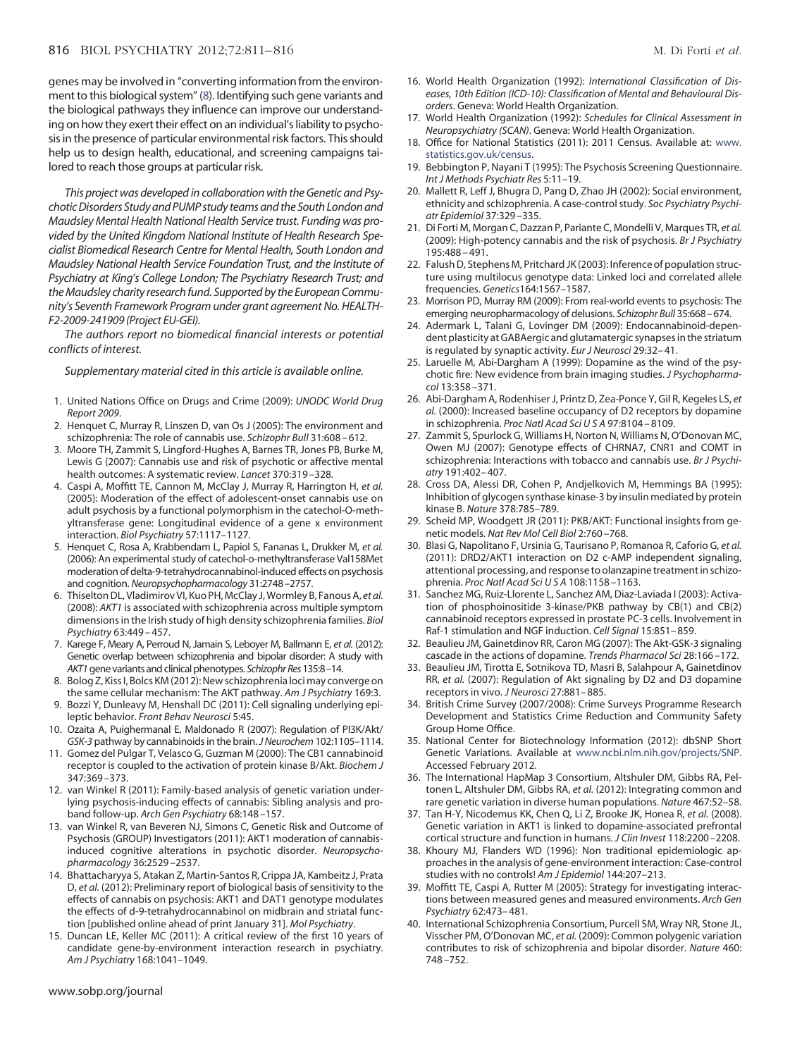genes may be involved in "converting information from the environment to this biological system" (8). Identifying such gene variants and the biological pathways they influence can improve our understanding on how they exert their effect on an individual's liability to psychosis in the presence of particular environmental risk factors. This should help us to design health, educational, and screening campaigns tailored to reach those groups at particular risk.

*This project was developed in collaboration with the Genetic and Psychotic Disorders Study and PUMP study teams and the South London and Maudsley Mental Health National Health Service trust. Funding was provided by the United Kingdom National Institute of Health Research Specialist Biomedical Research Centre for Mental Health, South London and Maudsley National Health Service Foundation Trust, and the Institute of Psychiatry at King's College London; The Psychiatry Research Trust; and the Maudsley charity research fund. Supported by the European Community's Seventh Framework Program under grant agreement No. HEALTH-F2-2009-241909 (Project EU-GEI).*

*The authors report no biomedical financial interests or potential conflicts of interest.*

*Supplementary material cited in this article is available online.*

1. United Nations Office on Drugs and Crime (2009): *UNODC World Drug Report 2009*.
2. Henquet C, Murray R, Linszen D, van Os J (2005): The environment and schizophrenia: The role of cannabis use. *Schizophr Bull* 31:608–612.
3. Moore TH, Zammit S, Lingford-Hughes A, Barnes TR, Jones PB, Burke M, Lewis G (2007): Cannabis use and risk of psychotic or affective mental health outcomes: A systematic review. *Lancet* 370:319–328.
4. Caspi A, Moffitt TE, Cannon M, McClay J, Murray R, Harrington H, *et al.* (2005): Moderation of the effect of adolescent-onset cannabis use on adult psychosis by a functional polymorphism in the catechol-O-methyltransferase gene: Longitudinal evidence of a gene x environment interaction. *Biol Psychiatry* 57:1117–1127.
5. Henquet C, Rosa A, Krabbendam L, Papiol S, Fananas L, Drukker M, *et al.* (2006): An experimental study of catechol-o-methyltransferase Val158Met moderation of delta-9-tetrahydrocannabinol-induced effects on psychosis and cognition. *Neuropsychopharmacology* 31:2748–2757.
6. Thiselton DL, Vladimirov VI, Kuo PH, McClay J, Wormley B, Fanous A, *et al.* (2008): *AKT1* is associated with schizophrenia across multiple symptom dimensions in the Irish study of high density schizophrenia families. *Biol Psychiatry* 63:449–457.
7. Karege F, Meary A, Perroud N, Jamain S, Leboyer M, Ballmann E, *et al.* (2012): Genetic overlap between schizophrenia and bipolar disorder: A study with *AKT1* gene variants and clinical phenotypes. *Schizophr Res* 135:8–14.
8. Bolog Z, Kiss I, Bolcs KM (2012): New schizophrenia loci may converge on the same cellular mechanism: The AKT pathway. *Am J Psychiatry* 169:3.
9. Bozzi Y, Dunleavy M, Henshall DC (2011): Cell signaling underlying epileptic behavior. *Front Behav Neurosci* 5:45.
10. Ozaita A, Puighermanal E, Maldonado R (2007): Regulation of PI3K/Akt/*GSK-3* pathway by cannabinoids in the brain. *J Neurochem* 102:1105–1114.
11. Gomez del Pulgar T, Velasco G, Guzman M (2000): The CB1 cannabinoid receptor is coupled to the activation of protein kinase B/Akt. *Biochem J* 347:369–373.
12. van Winkel R (2011): Family-based analysis of genetic variation underlying psychosis-inducing effects of cannabis: Sibling analysis and proband follow-up. *Arch Gen Psychiatry* 68:148–157.
13. van Winkel R, van Beveren NJ, Simons C, Genetic Risk and Outcome of Psychosis (GROUP) Investigators (2011): AKT1 moderation of cannabis-induced cognitive alterations in psychotic disorder. *Neuropsychopharmacology* 36:2529–2537.
14. Bhattacharyya S, Atakan Z, Martin-Santos R, Crippa JA, Kambeitz J, Prata D, *et al.* (2012): Preliminary report of biological basis of sensitivity to the effects of cannabis on psychosis: AKT1 and DAT1 genotype modulates the effects of d-9-tetrahydrocannabinol on midbrain and striatal function [published online ahead of print January 31]. *Mol Psychiatry*.
15. Duncan LE, Keller MC (2011): A critical review of the first 10 years of candidate gene-by-environment interaction research in psychiatry. *Am J Psychiatry* 168:1041–1049.
16. World Health Organization (1992): *International Classification of Diseases, 10th Edition (ICD-10): Classification of Mental and Behavioural Disorders*. Geneva: World Health Organization.
17. World Health Organization (1992): *Schedules for Clinical Assessment in Neuropsychiatry (SCAN)*. Geneva: World Health Organization.
18. Office for National Statistics (2011): 2011 Census. Available at: www.statistics.gov.uk/census.
19. Bebbington P, Nayani T (1995): The Psychosis Screening Questionnaire. *Int J Methods Psychiatr Res* 5:11–19.
20. Mallett R, Leff J, Bhugra D, Pang D, Zhao JH (2002): Social environment, ethnicity and schizophrenia. A case-control study. *Soc Psychiatry Psychiatr Epidemiol* 37:329–335.
21. Di Forti M, Morgan C, Dazzan P, Pariante C, Mondelli V, Marques TR, *et al.* (2009): High-potency cannabis and the risk of psychosis. *Br J Psychiatry* 195:488–491.
22. Falush D, Stephens M, Pritchard JK (2003): Inference of population structure using multilocus genotype data: Linked loci and correlated allele frequencies. *Genetics* 164:1567–1587.
23. Morrison PD, Murray RM (2009): From real-world events to psychosis: The emerging neuropharmacology of delusions. *Schizophr Bull* 35:668–674.
24. Adermark L, Talani G, Lovinger DM (2009): Endocannabinoid-dependent plasticity at GABAergic and glutamatergic synapses in the striatum is regulated by synaptic activity. *Eur J Neurosci* 29:32–41.
25. Laruelle M, Abi-Dargham A (1999): Dopamine as the wind of the psychotic fire: New evidence from brain imaging studies. *J Psychopharmacol* 13:358–371.
26. Abi-Dargham A, Rodenhiser J, Printz D, Zea-Ponce Y, Gil R, Kegeles LS, *et al.* (2000): Increased baseline occupancy of D2 receptors by dopamine in schizophrenia. *Proc Natl Acad Sci U S A* 97:8104–8109.
27. Zammit S, Spurlock G, Williams H, Norton N, Williams N, O'Donovan MC, Owen MJ (2007): Genotype effects of CHRNA7, CNR1 and COMT in schizophrenia: Interactions with tobacco and cannabis use. *Br J Psychiatry* 191:402–407.
28. Cross DA, Alessi DR, Cohen P, Andjelkovich M, Hemmings BA (1995): Inhibition of glycogen synthase kinase-3 by insulin mediated by protein kinase B. *Nature* 378:785–789.
29. Scheid MP, Woodgett JR (2011): PKB/AKT: Functional insights from genetic models. *Nat Rev Mol Cell Biol* 2:760–768.
30. Blasi G, Napolitano F, Ursinia G, Taurisano P, Romanoa R, Caforio G, *et al.* (2011): DRD2/AKT1 interaction on D2 c-AMP independent signaling, attentional processing, and response to olanzapine treatment in schizophrenia. *Proc Natl Acad Sci U S A* 108:1158–1163.
31. Sanchez MG, Ruiz-Llorente L, Sanchez AM, Diaz-Laviada I (2003): Activation of phosphoinositide 3-kinase/PKB pathway by CB(1) and CB(2) cannabinoid receptors expressed in prostate PC-3 cells. Involvement in Raf-1 stimulation and NGF induction. *Cell Signal* 15:851–859.
32. Beaulieu JM, Gainetdinov RR, Caron MG (2007): The Akt-GSK-3 signaling cascade in the actions of dopamine. *Trends Pharmacol Sci* 28:166–172.
33. Beaulieu JM, Tirotta E, Sotnikova TD, Masri B, Salahpour A, Gainetdinov RR, *et al.* (2007): Regulation of Akt signaling by D2 and D3 dopamine receptors in vivo. *J Neurosci* 27:881–885.
34. British Crime Survey (2007/2008): Crime Surveys Programme Research Development and Statistics Crime Reduction and Community Safety Group Home Office.
35. National Center for Biotechnology Information (2012): dbSNP Short Genetic Variations. Available at www.ncbi.nlm.nih.gov/projects/SNP. Accessed February 2012.
36. The International HapMap 3 Consortium, Altshuler DM, Gibbs RA, Peltonen L, Altshuler DM, Gibbs RA, *et al.* (2012): Integrating common and rare genetic variation in diverse human populations. *Nature* 467:52–58.
37. Tan H-Y, Nicodemus KK, Chen Q, Li Z, Brooke JK, Honea R, *et al.* (2008). Genetic variation in AKT1 is linked to dopamine-associated prefrontal cortical structure and function in humans. *J Clin Invest* 118:2200–2208.
38. Khoury MJ, Flanders WD (1996): Non traditional epidemiologic approaches in the analysis of gene-environment interaction: Case-control studies with no controls! *Am J Epidemiol* 144:207–213.
39. Moffitt TE, Caspi A, Rutter M (2005): Strategy for investigating interactions between measured genes and measured environments. *Arch Gen Psychiatry* 62:473–481.
40. International Schizophrenia Consortium, Purcell SM, Wray NR, Stone JL, Visscher PM, O'Donovan MC, *et al.* (2009): Common polygenic variation contributes to risk of schizophrenia and bipolar disorder. *Nature* 460: 748–752.